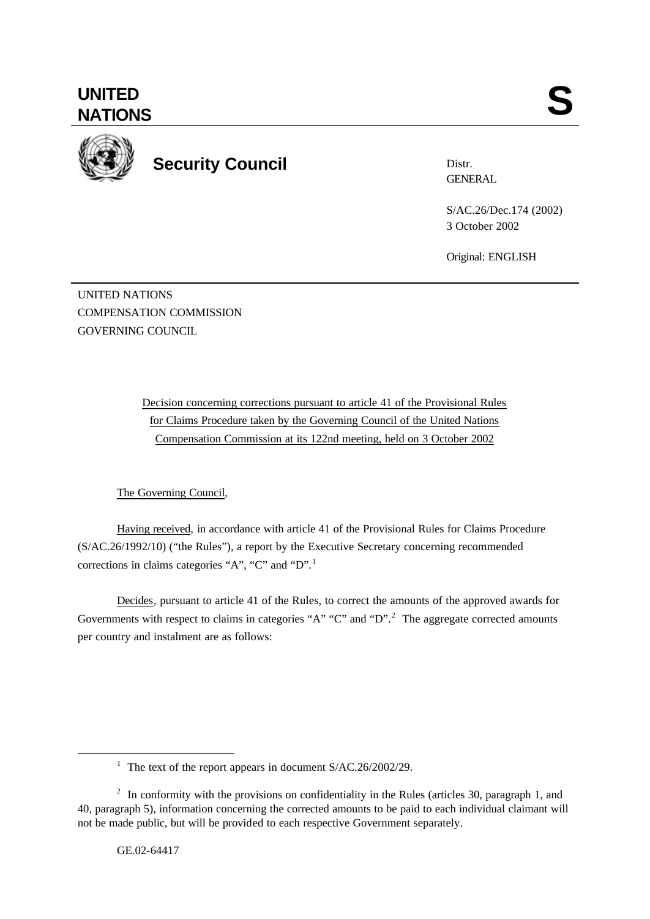**UNITED NATIONS** **S**

**Security Council**

Distr.
GENERAL

S/AC.26/Dec.174 (2002)
3 October 2002

Original: ENGLISH

UNITED NATIONS
COMPENSATION COMMISSION
GOVERNING COUNCIL

Decision concerning corrections pursuant to article 41 of the Provisional Rules for Claims Procedure taken by the Governing Council of the United Nations Compensation Commission at its 122nd meeting, held on 3 October 2002

The Governing Council,

Having received, in accordance with article 41 of the Provisional Rules for Claims Procedure (S/AC.26/1992/10) ("the Rules"), a report by the Executive Secretary concerning recommended corrections in claims categories "A", "C" and "D".[1]

Decides, pursuant to article 41 of the Rules, to correct the amounts of the approved awards for Governments with respect to claims in categories "A" "C" and "D".[2] The aggregate corrected amounts per country and instalment are as follows:

---

[1] The text of the report appears in document S/AC.26/2002/29.

[2] In conformity with the provisions on confidentiality in the Rules (articles 30, paragraph 1, and 40, paragraph 5), information concerning the corrected amounts to be paid to each individual claimant will not be made public, but will be provided to each respective Government separately.

GE.02-64417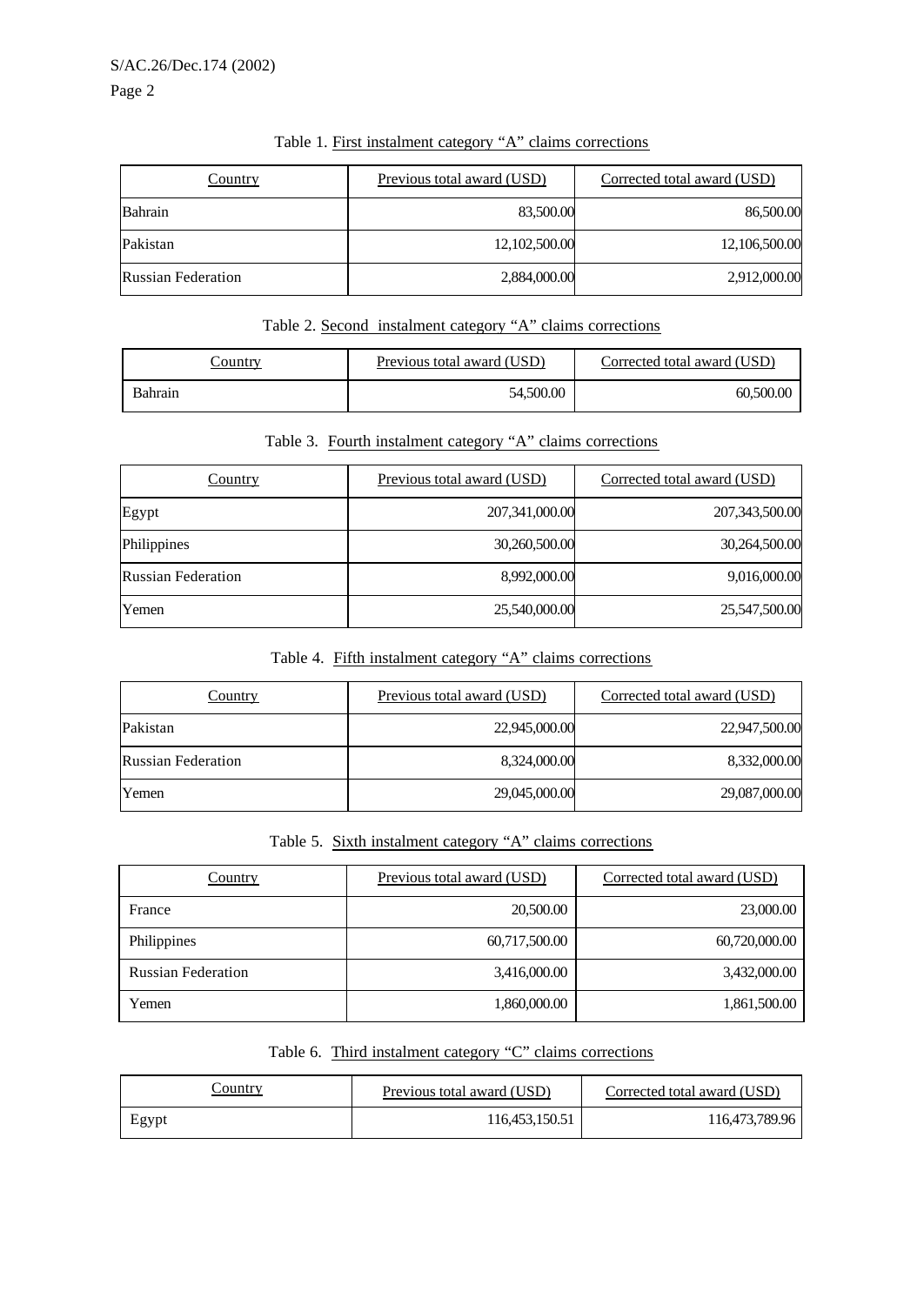Table 1. First instalment category "A" claims corrections

| Country | Previous total award (USD) | Corrected total award (USD) |
| --- | --- | --- |
| Bahrain | 83,500.00 | 86,500.00 |
| Pakistan | 12,102,500.00 | 12,106,500.00 |
| Russian Federation | 2,884,000.00 | 2,912,000.00 |

Table 2. Second instalment category "A" claims corrections

| Country | Previous total award (USD) | Corrected total award (USD) |
| --- | --- | --- |
| Bahrain | 54,500.00 | 60,500.00 |

Table 3. Fourth instalment category "A" claims corrections

| Country | Previous total award (USD) | Corrected total award (USD) |
| --- | --- | --- |
| Egypt | 207,341,000.00 | 207,343,500.00 |
| Philippines | 30,260,500.00 | 30,264,500.00 |
| Russian Federation | 8,992,000.00 | 9,016,000.00 |
| Yemen | 25,540,000.00 | 25,547,500.00 |

Table 4. Fifth instalment category "A" claims corrections

| Country | Previous total award (USD) | Corrected total award (USD) |
| --- | --- | --- |
| Pakistan | 22,945,000.00 | 22,947,500.00 |
| Russian Federation | 8,324,000.00 | 8,332,000.00 |
| Yemen | 29,045,000.00 | 29,087,000.00 |

Table 5. Sixth instalment category "A" claims corrections

| Country | Previous total award (USD) | Corrected total award (USD) |
| --- | --- | --- |
| France | 20,500.00 | 23,000.00 |
| Philippines | 60,717,500.00 | 60,720,000.00 |
| Russian Federation | 3,416,000.00 | 3,432,000.00 |
| Yemen | 1,860,000.00 | 1,861,500.00 |

Table 6. Third instalment category "C" claims corrections

| Country | Previous total award (USD) | Corrected total award (USD) |
| --- | --- | --- |
| Egypt | 116,453,150.51 | 116,473,789.96 |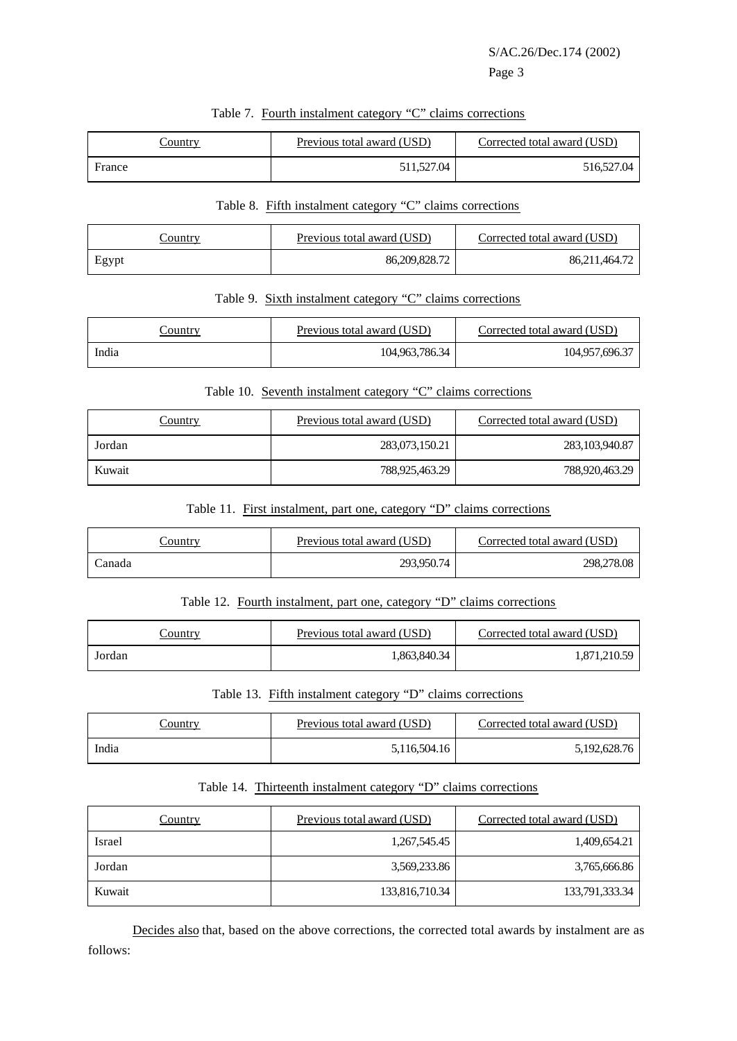Table 7. Fourth instalment category “C” claims corrections

| Country | Previous total award (USD) | Corrected total award (USD) |
| --- | --- | --- |
| France | 511,527.04 | 516,527.04 |

Table 8. Fifth instalment category “C” claims corrections

| Country | Previous total award (USD) | Corrected total award (USD) |
| --- | --- | --- |
| Egypt | 86,209,828.72 | 86,211,464.72 |

Table 9. Sixth instalment category “C” claims corrections

| Country | Previous total award (USD) | Corrected total award (USD) |
| --- | --- | --- |
| India | 104,963,786.34 | 104,957,696.37 |

Table 10. Seventh instalment category “C” claims corrections

| Country | Previous total award (USD) | Corrected total award (USD) |
| --- | --- | --- |
| Jordan | 283,073,150.21 | 283,103,940.87 |
| Kuwait | 788,925,463.29 | 788,920,463.29 |

Table 11. First instalment, part one, category “D” claims corrections

| Country | Previous total award (USD) | Corrected total award (USD) |
| --- | --- | --- |
| Canada | 293,950.74 | 298,278.08 |

Table 12. Fourth instalment, part one, category “D” claims corrections

| Country | Previous total award (USD) | Corrected total award (USD) |
| --- | --- | --- |
| Jordan | 1,863,840.34 | 1,871,210.59 |

Table 13. Fifth instalment category “D” claims corrections

| Country | Previous total award (USD) | Corrected total award (USD) |
| --- | --- | --- |
| India | 5,116,504.16 | 5,192,628.76 |

Table 14. Thirteenth instalment category “D” claims corrections

| Country | Previous total award (USD) | Corrected total award (USD) |
| --- | --- | --- |
| Israel | 1,267,545.45 | 1,409,654.21 |
| Jordan | 3,569,233.86 | 3,765,666.86 |
| Kuwait | 133,816,710.34 | 133,791,333.34 |

Decides also that, based on the above corrections, the corrected total awards by instalment are as follows: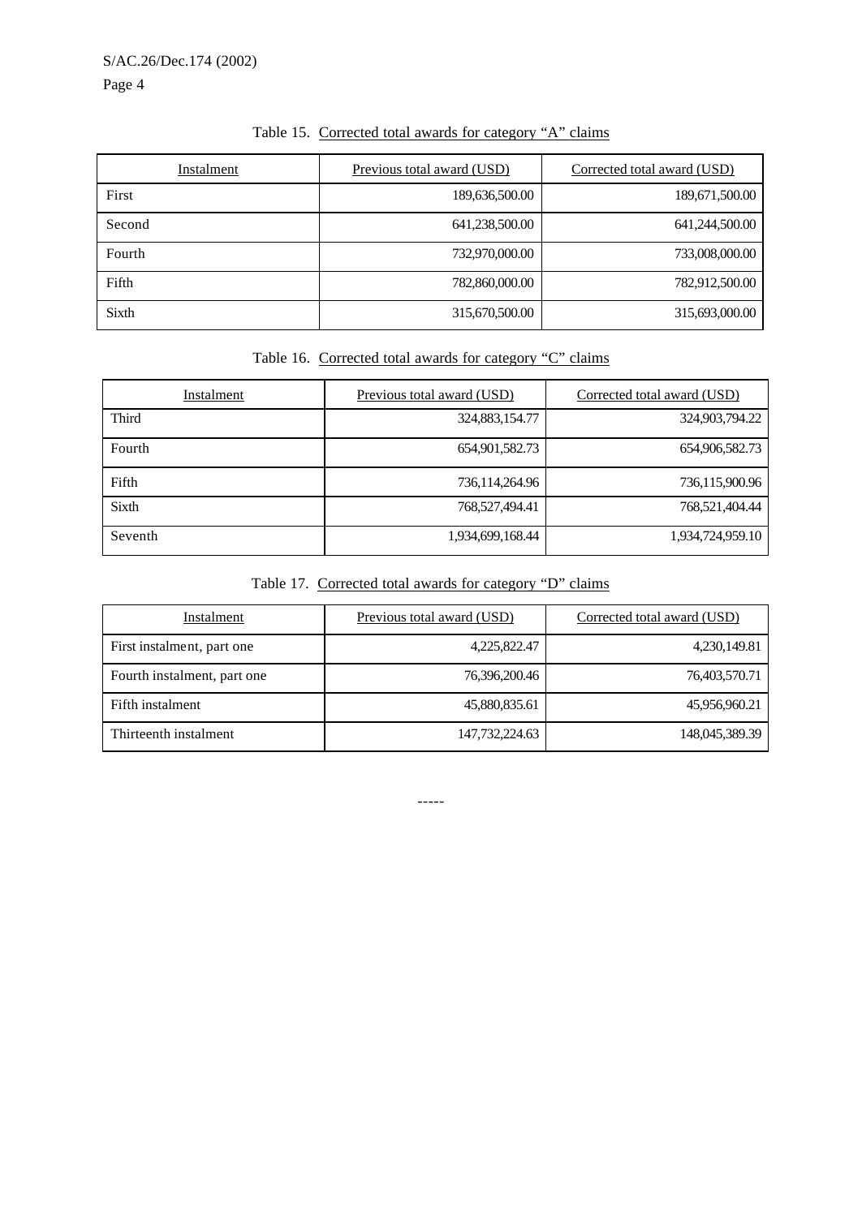Table 15. Corrected total awards for category "A" claims

| Instalment | Previous total award (USD) | Corrected total award (USD) |
|---|---|---|
| First | 189,636,500.00 | 189,671,500.00 |
| Second | 641,238,500.00 | 641,244,500.00 |
| Fourth | 732,970,000.00 | 733,008,000.00 |
| Fifth | 782,860,000.00 | 782,912,500.00 |
| Sixth | 315,670,500.00 | 315,693,000.00 |

Table 16. Corrected total awards for category "C" claims

| Instalment | Previous total award (USD) | Corrected total award (USD) |
|---|---|---|
| Third | 324,883,154.77 | 324,903,794.22 |
| Fourth | 654,901,582.73 | 654,906,582.73 |
| Fifth | 736,114,264.96 | 736,115,900.96 |
| Sixth | 768,527,494.41 | 768,521,404.44 |
| Seventh | 1,934,699,168.44 | 1,934,724,959.10 |

Table 17. Corrected total awards for category "D" claims

| Instalment | Previous total award (USD) | Corrected total award (USD) |
|---|---|---|
| First instalment, part one | 4,225,822.47 | 4,230,149.81 |
| Fourth instalment, part one | 76,396,200.46 | 76,403,570.71 |
| Fifth instalment | 45,880,835.61 | 45,956,960.21 |
| Thirteenth instalment | 147,732,224.63 | 148,045,389.39 |

-----